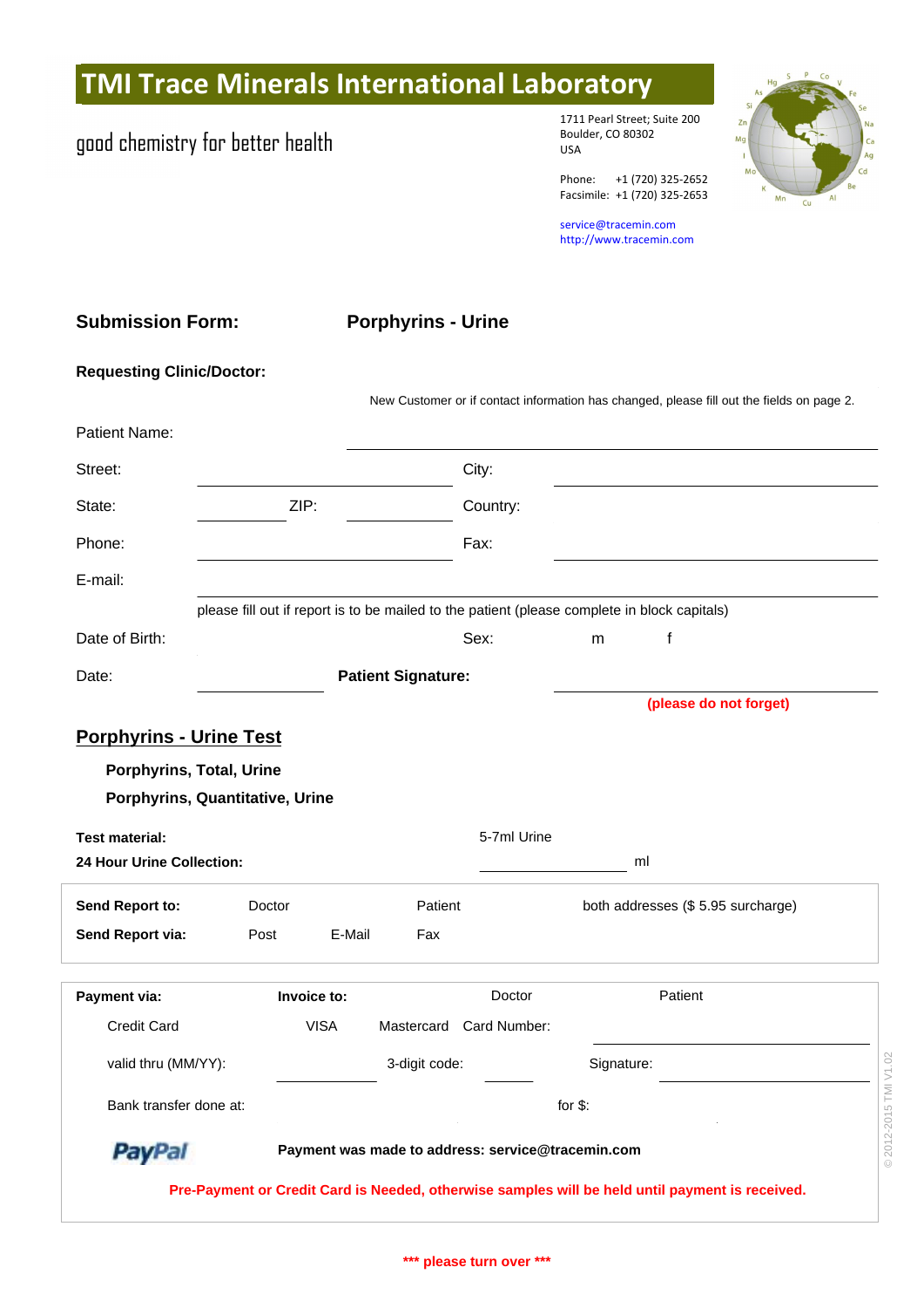# TMI Trace Minerals International Laboratory

good chemistry for better health

1711 Pearl Street; Suite 200
Boulder, CO 80302
USA

Phone: +1 (720) 325-2652
Facsimile: +1 (720) 325-2653

service@tracemin.com
http://www.tracemin.com

## Submission Form: Porphyrins - Urine

**Requesting Clinic/Doctor:**

New Customer or if contact information has changed, please fill out the fields on page 2.

Patient Name:

Street: City:

State: ZIP: Country:

Phone: Fax:

E-mail:

please fill out if report is to be mailed to the patient (please complete in block capitals)

Date of Birth: Sex: m f

Date: **Patient Signature:**

**(please do not forget)**

## Porphyrins - Urine Test

**Porphyrins, Total, Urine**

**Porphyrins, Quantitative, Urine**

**Test material:** 5-7ml Urine

**24 Hour Urine Collection:** ml

**Send Report to:** Doctor Patient both addresses ($ 5.95 surcharge)

**Send Report via:** Post E-Mail Fax

**Payment via:** **Invoice to:** Doctor Patient

Credit Card VISA Mastercard Card Number:

valid thru (MM/YY): 3-digit code: Signature:

Bank transfer done at: for $:

PayPal **Payment was made to address: service@tracemin.com**

**Pre-Payment or Credit Card is Needed, otherwise samples will be held until payment is received.**

**\*\*\* please turn over \*\*\***

© 2012-2015 TMI V1.02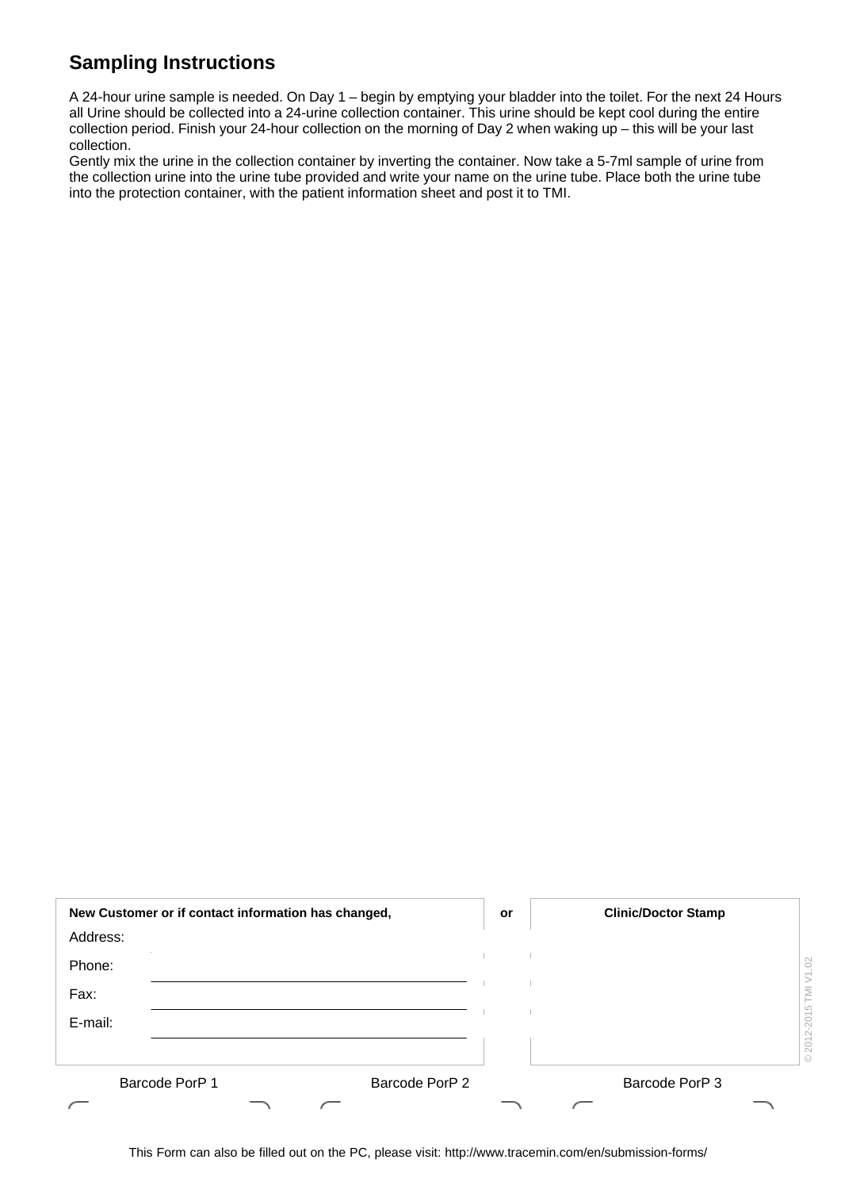## Sampling Instructions

A 24-hour urine sample is needed. On Day 1 – begin by emptying your bladder into the toilet. For the next 24 Hours all Urine should be collected into a 24-urine collection container. This urine should be kept cool during the entire collection period. Finish your 24-hour collection on the morning of Day 2 when waking up – this will be your last collection.
Gently mix the urine in the collection container by inverting the container. Now take a 5-7ml sample of urine from the collection urine into the urine tube provided and write your name on the urine tube. Place both the urine tube into the protection container, with the patient information sheet and post it to TMI.

| **New Customer or if contact information has changed,** | **or** | **Clinic/Doctor Stamp** |
|---|---|---|
| Address: | | |
| Phone: | | |
| Fax: | | |
| E-mail: | | |

© 2012-2015 TMI V1.02

Barcode PorP 1 | Barcode PorP 2 | Barcode PorP 3

This Form can also be filled out on the PC, please visit: http://www.tracemin.com/en/submission-forms/